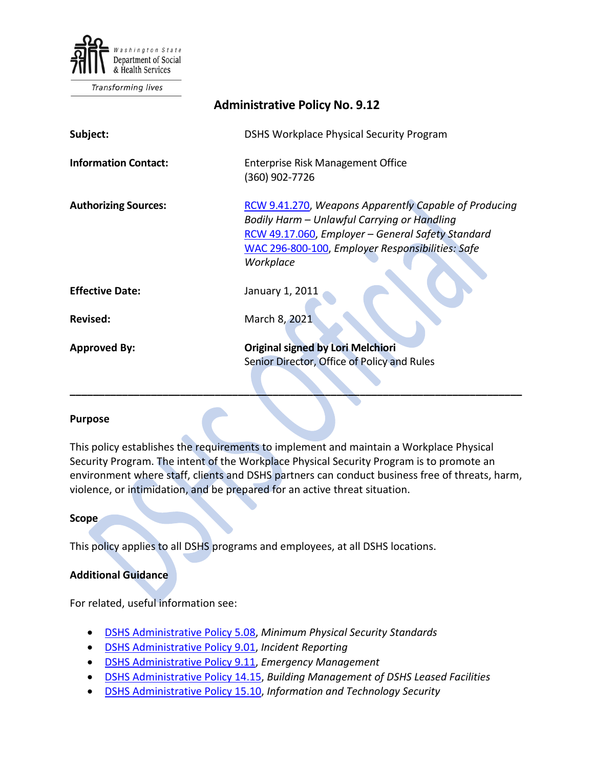Washington State Department of Social & Health Services

*Transforming lives*

# Administrative Policy No. 9.12

| | |
|---|---|
| **Subject:** | DSHS Workplace Physical Security Program |
| **Information Contact:** | Enterprise Risk Management Office<br>(360) 902-7726 |
| **Authorizing Sources:** | RCW 9.41.270, *Weapons Apparently Capable of Producing Bodily Harm – Unlawful Carrying or Handling*<br>RCW 49.17.060, *Employer – General Safety Standard*<br>WAC 296-800-100, *Employer Responsibilities: Safe Workplace* |
| **Effective Date:** | January 1, 2011 |
| **Revised:** | March 8, 2021 |
| **Approved By:** | **Original signed by Lori Melchiori**<br>Senior Director, Office of Policy and Rules |

---

## Purpose

This policy establishes the requirements to implement and maintain a Workplace Physical Security Program. The intent of the Workplace Physical Security Program is to promote an environment where staff, clients and DSHS partners can conduct business free of threats, harm, violence, or intimidation, and be prepared for an active threat situation.

## Scope

This policy applies to all DSHS programs and employees, at all DSHS locations.

## Additional Guidance

For related, useful information see:

- DSHS Administrative Policy 5.08, *Minimum Physical Security Standards*
- DSHS Administrative Policy 9.01, *Incident Reporting*
- DSHS Administrative Policy 9.11, *Emergency Management*
- DSHS Administrative Policy 14.15, *Building Management of DSHS Leased Facilities*
- DSHS Administrative Policy 15.10, *Information and Technology Security*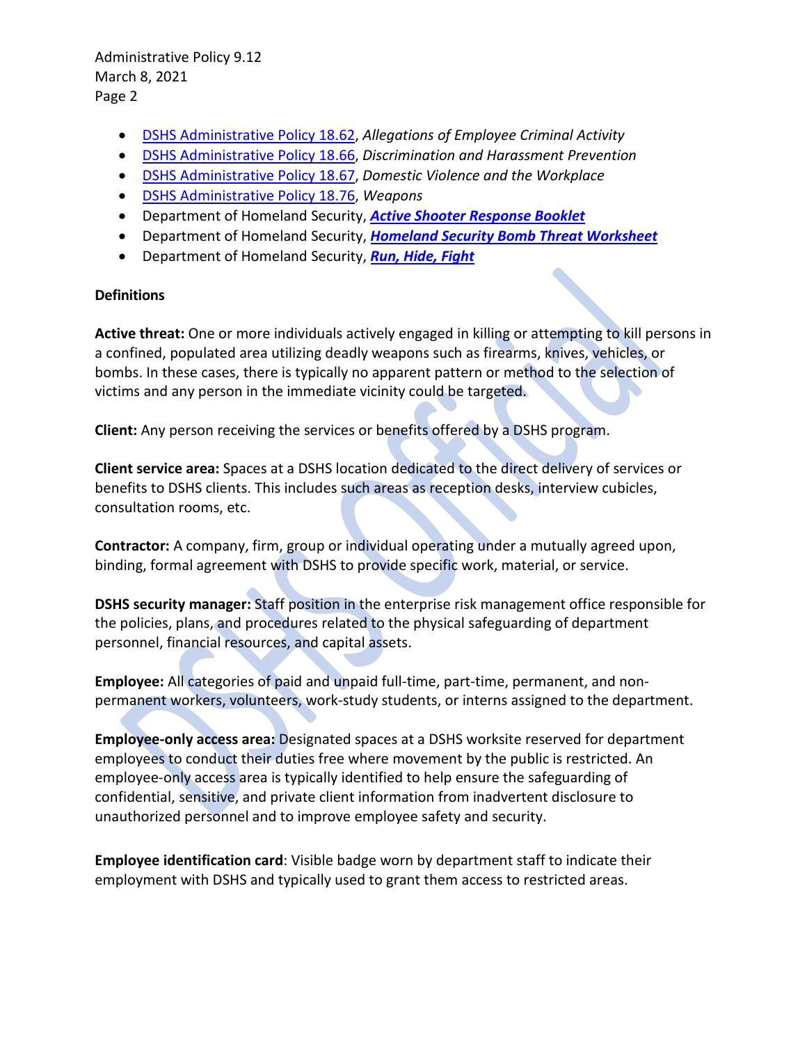- DSHS Administrative Policy 18.62, *Allegations of Employee Criminal Activity*
- DSHS Administrative Policy 18.66, *Discrimination and Harassment Prevention*
- DSHS Administrative Policy 18.67, *Domestic Violence and the Workplace*
- DSHS Administrative Policy 18.76, *Weapons*
- Department of Homeland Security, ***Active Shooter Response Booklet***
- Department of Homeland Security, ***Homeland Security Bomb Threat Worksheet***
- Department of Homeland Security, ***Run, Hide, Fight***

**Definitions**

**Active threat:** One or more individuals actively engaged in killing or attempting to kill persons in a confined, populated area utilizing deadly weapons such as firearms, knives, vehicles, or bombs. In these cases, there is typically no apparent pattern or method to the selection of victims and any person in the immediate vicinity could be targeted.

**Client:** Any person receiving the services or benefits offered by a DSHS program.

**Client service area:** Spaces at a DSHS location dedicated to the direct delivery of services or benefits to DSHS clients. This includes such areas as reception desks, interview cubicles, consultation rooms, etc.

**Contractor:** A company, firm, group or individual operating under a mutually agreed upon, binding, formal agreement with DSHS to provide specific work, material, or service.

**DSHS security manager:** Staff position in the enterprise risk management office responsible for the policies, plans, and procedures related to the physical safeguarding of department personnel, financial resources, and capital assets.

**Employee:** All categories of paid and unpaid full-time, part-time, permanent, and non-permanent workers, volunteers, work-study students, or interns assigned to the department.

**Employee-only access area:** Designated spaces at a DSHS worksite reserved for department employees to conduct their duties free where movement by the public is restricted. An employee-only access area is typically identified to help ensure the safeguarding of confidential, sensitive, and private client information from inadvertent disclosure to unauthorized personnel and to improve employee safety and security.

**Employee identification card**: Visible badge worn by department staff to indicate their employment with DSHS and typically used to grant them access to restricted areas.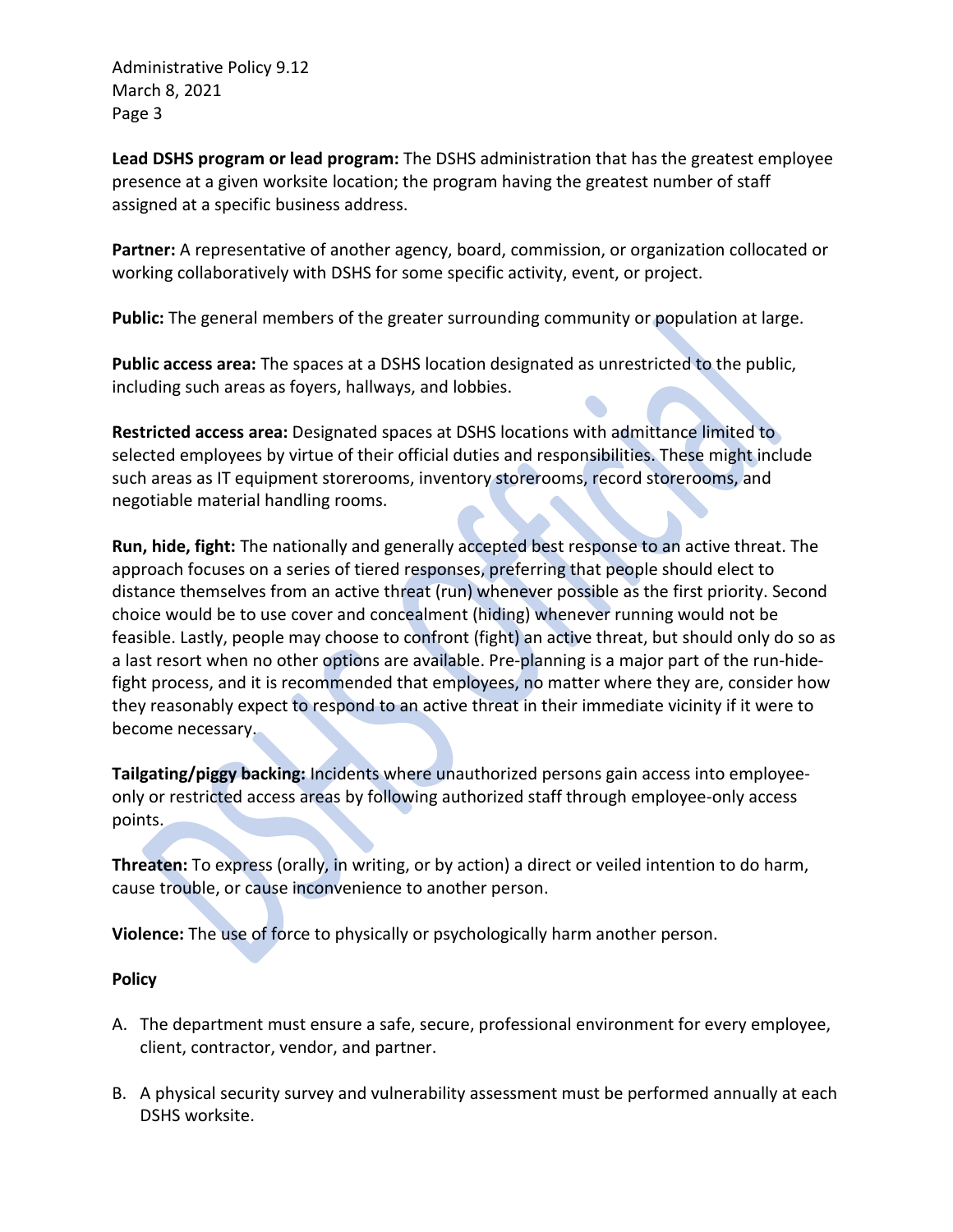**Lead DSHS program or lead program:** The DSHS administration that has the greatest employee presence at a given worksite location; the program having the greatest number of staff assigned at a specific business address.

**Partner:** A representative of another agency, board, commission, or organization collocated or working collaboratively with DSHS for some specific activity, event, or project.

**Public:** The general members of the greater surrounding community or population at large.

**Public access area:** The spaces at a DSHS location designated as unrestricted to the public, including such areas as foyers, hallways, and lobbies.

**Restricted access area:** Designated spaces at DSHS locations with admittance limited to selected employees by virtue of their official duties and responsibilities. These might include such areas as IT equipment storerooms, inventory storerooms, record storerooms, and negotiable material handling rooms.

**Run, hide, fight:** The nationally and generally accepted best response to an active threat. The approach focuses on a series of tiered responses, preferring that people should elect to distance themselves from an active threat (run) whenever possible as the first priority. Second choice would be to use cover and concealment (hiding) whenever running would not be feasible. Lastly, people may choose to confront (fight) an active threat, but should only do so as a last resort when no other options are available. Pre-planning is a major part of the run-hide-fight process, and it is recommended that employees, no matter where they are, consider how they reasonably expect to respond to an active threat in their immediate vicinity if it were to become necessary.

**Tailgating/piggy backing:** Incidents where unauthorized persons gain access into employee-only or restricted access areas by following authorized staff through employee-only access points.

**Threaten:** To express (orally, in writing, or by action) a direct or veiled intention to do harm, cause trouble, or cause inconvenience to another person.

**Violence:** The use of force to physically or psychologically harm another person.

**Policy**

A. The department must ensure a safe, secure, professional environment for every employee, client, contractor, vendor, and partner.

B. A physical security survey and vulnerability assessment must be performed annually at each DSHS worksite.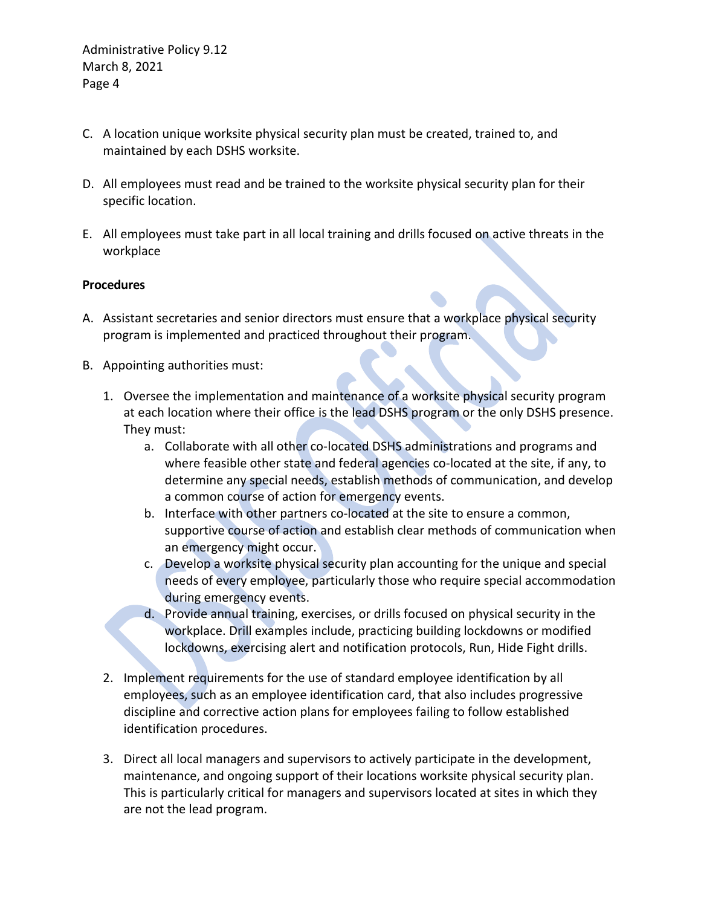C. A location unique worksite physical security plan must be created, trained to, and maintained by each DSHS worksite.

D. All employees must read and be trained to the worksite physical security plan for their specific location.

E. All employees must take part in all local training and drills focused on active threats in the workplace

**Procedures**

A. Assistant secretaries and senior directors must ensure that a workplace physical security program is implemented and practiced throughout their program.

B. Appointing authorities must:

   1. Oversee the implementation and maintenance of a worksite physical security program at each location where their office is the lead DSHS program or the only DSHS presence. They must:
      a. Collaborate with all other co-located DSHS administrations and programs and where feasible other state and federal agencies co-located at the site, if any, to determine any special needs, establish methods of communication, and develop a common course of action for emergency events.
      b. Interface with other partners co-located at the site to ensure a common, supportive course of action and establish clear methods of communication when an emergency might occur.
      c. Develop a worksite physical security plan accounting for the unique and special needs of every employee, particularly those who require special accommodation during emergency events.
      d. Provide annual training, exercises, or drills focused on physical security in the workplace. Drill examples include, practicing building lockdowns or modified lockdowns, exercising alert and notification protocols, Run, Hide Fight drills.

   2. Implement requirements for the use of standard employee identification by all employees, such as an employee identification card, that also includes progressive discipline and corrective action plans for employees failing to follow established identification procedures.

   3. Direct all local managers and supervisors to actively participate in the development, maintenance, and ongoing support of their locations worksite physical security plan. This is particularly critical for managers and supervisors located at sites in which they are not the lead program.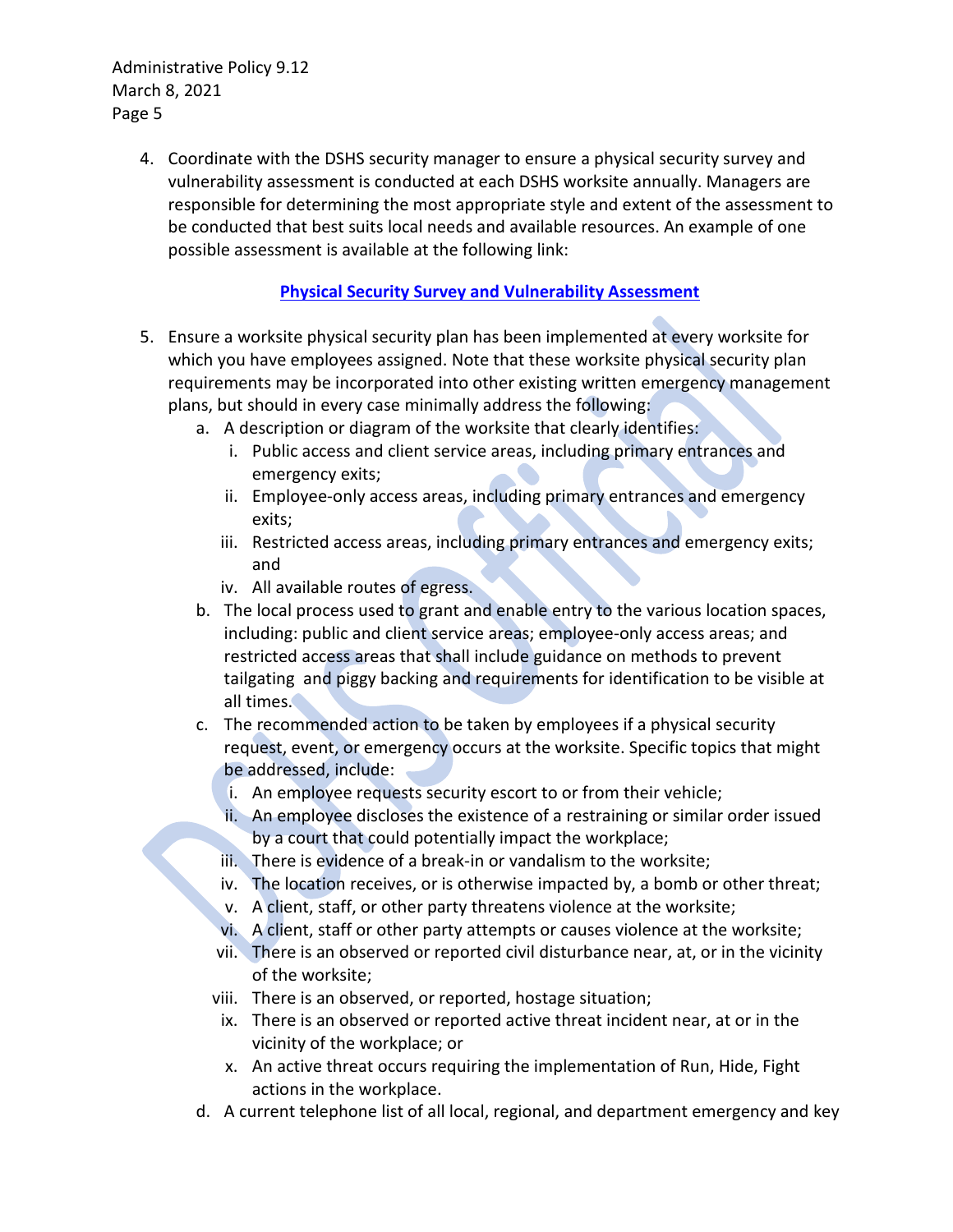4. Coordinate with the DSHS security manager to ensure a physical security survey and vulnerability assessment is conducted at each DSHS worksite annually. Managers are responsible for determining the most appropriate style and extent of the assessment to be conducted that best suits local needs and available resources. An example of one possible assessment is available at the following link:

   **Physical Security Survey and Vulnerability Assessment**

5. Ensure a worksite physical security plan has been implemented at every worksite for which you have employees assigned. Note that these worksite physical security plan requirements may be incorporated into other existing written emergency management plans, but should in every case minimally address the following:
   a. A description or diagram of the worksite that clearly identifies:
      i. Public access and client service areas, including primary entrances and emergency exits;
      ii. Employee-only access areas, including primary entrances and emergency exits;
      iii. Restricted access areas, including primary entrances and emergency exits; and
      iv. All available routes of egress.
   b. The local process used to grant and enable entry to the various location spaces, including: public and client service areas; employee-only access areas; and restricted access areas that shall include guidance on methods to prevent tailgating and piggy backing and requirements for identification to be visible at all times.
   c. The recommended action to be taken by employees if a physical security request, event, or emergency occurs at the worksite. Specific topics that might be addressed, include:
      i. An employee requests security escort to or from their vehicle;
      ii. An employee discloses the existence of a restraining or similar order issued by a court that could potentially impact the workplace;
      iii. There is evidence of a break-in or vandalism to the worksite;
      iv. The location receives, or is otherwise impacted by, a bomb or other threat;
      v. A client, staff, or other party threatens violence at the worksite;
      vi. A client, staff or other party attempts or causes violence at the worksite;
      vii. There is an observed or reported civil disturbance near, at, or in the vicinity of the worksite;
      viii. There is an observed, or reported, hostage situation;
      ix. There is an observed or reported active threat incident near, at or in the vicinity of the workplace; or
      x. An active threat occurs requiring the implementation of Run, Hide, Fight actions in the workplace.
   d. A current telephone list of all local, regional, and department emergency and key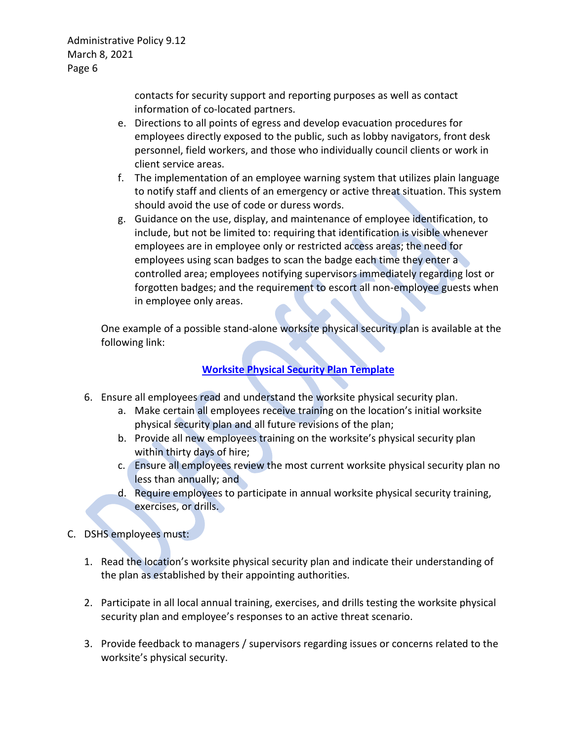contacts for security support and reporting purposes as well as contact information of co-located partners.

e. Directions to all points of egress and develop evacuation procedures for employees directly exposed to the public, such as lobby navigators, front desk personnel, field workers, and those who individually council clients or work in client service areas.
f. The implementation of an employee warning system that utilizes plain language to notify staff and clients of an emergency or active threat situation. This system should avoid the use of code or duress words.
g. Guidance on the use, display, and maintenance of employee identification, to include, but not be limited to: requiring that identification is visible whenever employees are in employee only or restricted access areas; the need for employees using scan badges to scan the badge each time they enter a controlled area; employees notifying supervisors immediately regarding lost or forgotten badges; and the requirement to escort all non-employee guests when in employee only areas.

One example of a possible stand-alone worksite physical security plan is available at the following link:

**Worksite Physical Security Plan Template**

6. Ensure all employees read and understand the worksite physical security plan.
   a. Make certain all employees receive training on the location's initial worksite physical security plan and all future revisions of the plan;
   b. Provide all new employees training on the worksite's physical security plan within thirty days of hire;
   c. Ensure all employees review the most current worksite physical security plan no less than annually; and
   d. Require employees to participate in annual worksite physical security training, exercises, or drills.

C. DSHS employees must:

1. Read the location's worksite physical security plan and indicate their understanding of the plan as established by their appointing authorities.

2. Participate in all local annual training, exercises, and drills testing the worksite physical security plan and employee's responses to an active threat scenario.

3. Provide feedback to managers / supervisors regarding issues or concerns related to the worksite's physical security.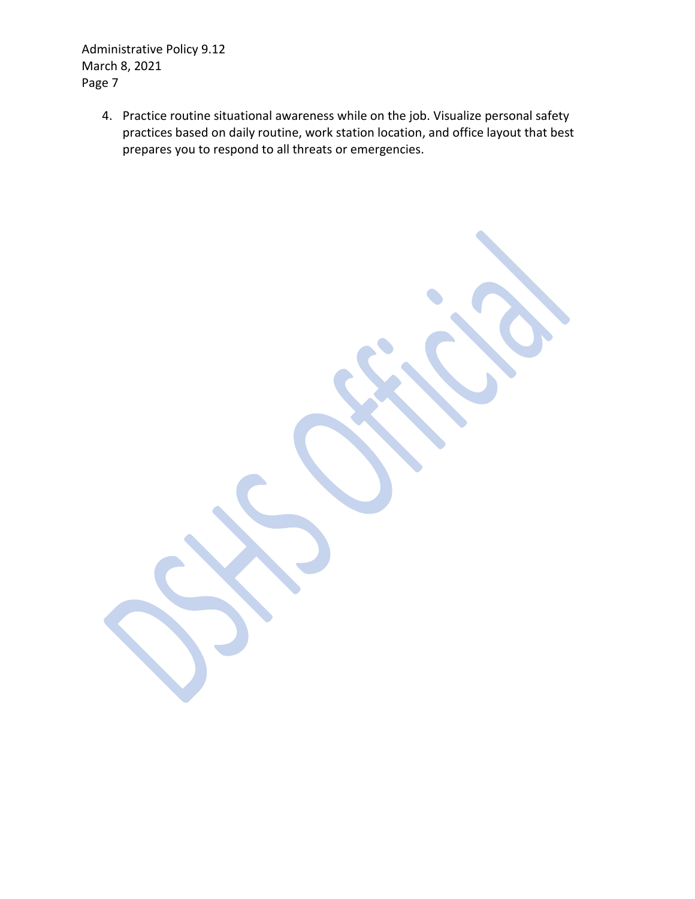4. Practice routine situational awareness while on the job. Visualize personal safety practices based on daily routine, work station location, and office layout that best prepares you to respond to all threats or emergencies.